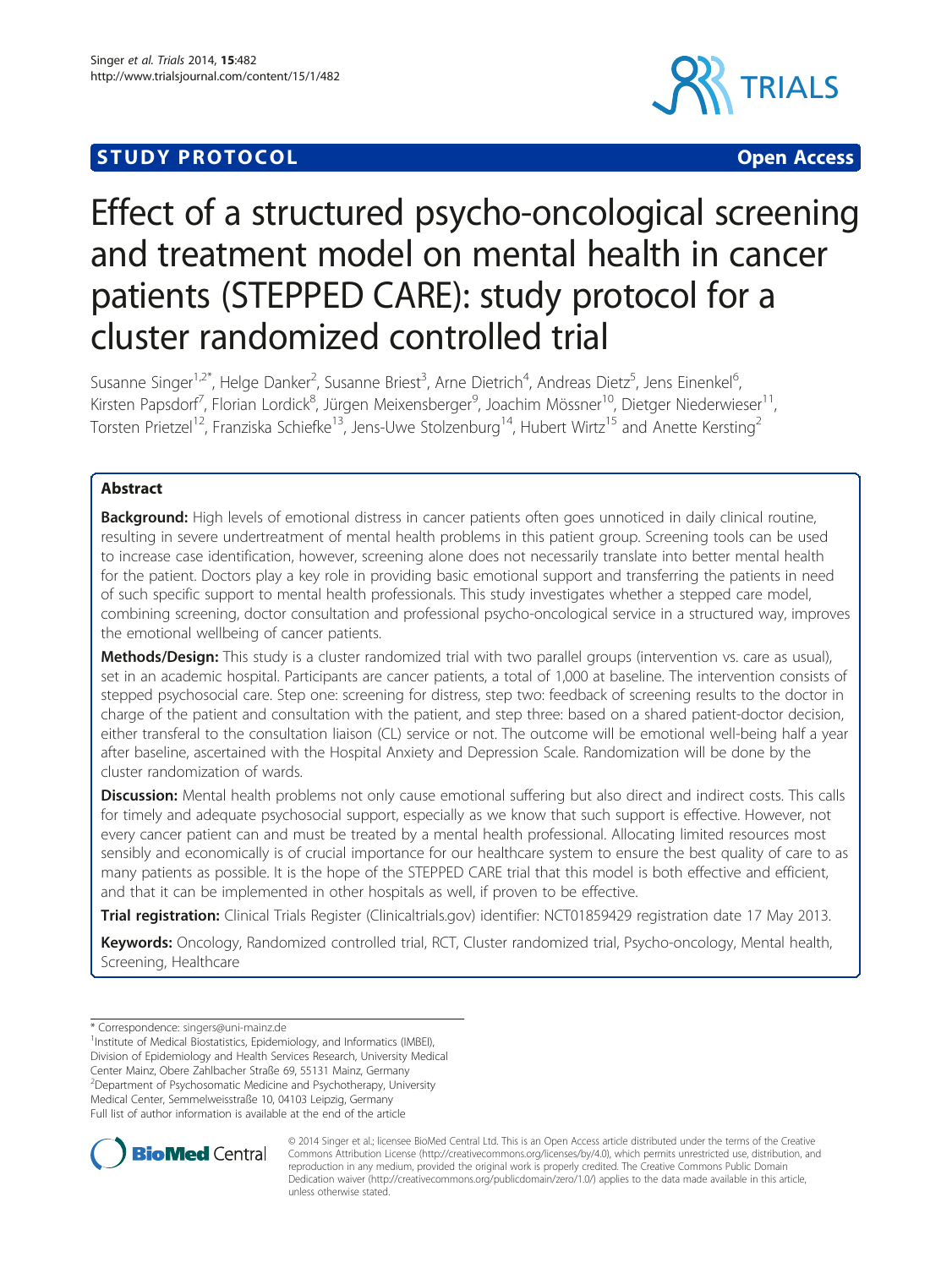STUDY PROTOCOL Open Access

# Effect of a structured psycho-oncological screening and treatment model on mental health in cancer patients (STEPPED CARE): study protocol for a cluster randomized controlled trial

Susanne Singer[1,2*], Helge Danker[2], Susanne Briest[3], Arne Dietrich[4], Andreas Dietz[5], Jens Einenkel[6], Kirsten Papsdorf[7], Florian Lordick[8], Jürgen Meixensberger[9], Joachim Mössner[10], Dietger Niederwieser[11], Torsten Prietzel[12], Franziska Schiefke[13], Jens-Uwe Stolzenburg[14], Hubert Wirtz[15] and Anette Kersting[2]

## Abstract

**Background:** High levels of emotional distress in cancer patients often goes unnoticed in daily clinical routine, resulting in severe undertreatment of mental health problems in this patient group. Screening tools can be used to increase case identification, however, screening alone does not necessarily translate into better mental health for the patient. Doctors play a key role in providing basic emotional support and transferring the patients in need of such specific support to mental health professionals. This study investigates whether a stepped care model, combining screening, doctor consultation and professional psycho-oncological service in a structured way, improves the emotional wellbeing of cancer patients.

**Methods/Design:** This study is a cluster randomized trial with two parallel groups (intervention vs. care as usual), set in an academic hospital. Participants are cancer patients, a total of 1,000 at baseline. The intervention consists of stepped psychosocial care. Step one: screening for distress, step two: feedback of screening results to the doctor in charge of the patient and consultation with the patient, and step three: based on a shared patient-doctor decision, either transferal to the consultation liaison (CL) service or not. The outcome will be emotional well-being half a year after baseline, ascertained with the Hospital Anxiety and Depression Scale. Randomization will be done by the cluster randomization of wards.

**Discussion:** Mental health problems not only cause emotional suffering but also direct and indirect costs. This calls for timely and adequate psychosocial support, especially as we know that such support is effective. However, not every cancer patient can and must be treated by a mental health professional. Allocating limited resources most sensibly and economically is of crucial importance for our healthcare system to ensure the best quality of care to as many patients as possible. It is the hope of the STEPPED CARE trial that this model is both effective and efficient, and that it can be implemented in other hospitals as well, if proven to be effective.

**Trial registration:** Clinical Trials Register (Clinicaltrials.gov) identifier: NCT01859429 registration date 17 May 2013.

**Keywords:** Oncology, Randomized controlled trial, RCT, Cluster randomized trial, Psycho-oncology, Mental health, Screening, Healthcare

\* Correspondence: singers@uni-mainz.de
[1]Institute of Medical Biostatistics, Epidemiology, and Informatics (IMBEI), Division of Epidemiology and Health Services Research, University Medical Center Mainz, Obere Zahlbacher Straße 69, 55131 Mainz, Germany
[2]Department of Psychosomatic Medicine and Psychotherapy, University Medical Center, Semmelweisstraße 10, 04103 Leipzig, Germany
Full list of author information is available at the end of the article

© 2014 Singer et al.; licensee BioMed Central Ltd. This is an Open Access article distributed under the terms of the Creative Commons Attribution License (http://creativecommons.org/licenses/by/4.0), which permits unrestricted use, distribution, and reproduction in any medium, provided the original work is properly credited. The Creative Commons Public Domain Dedication waiver (http://creativecommons.org/publicdomain/zero/1.0/) applies to the data made available in this article, unless otherwise stated.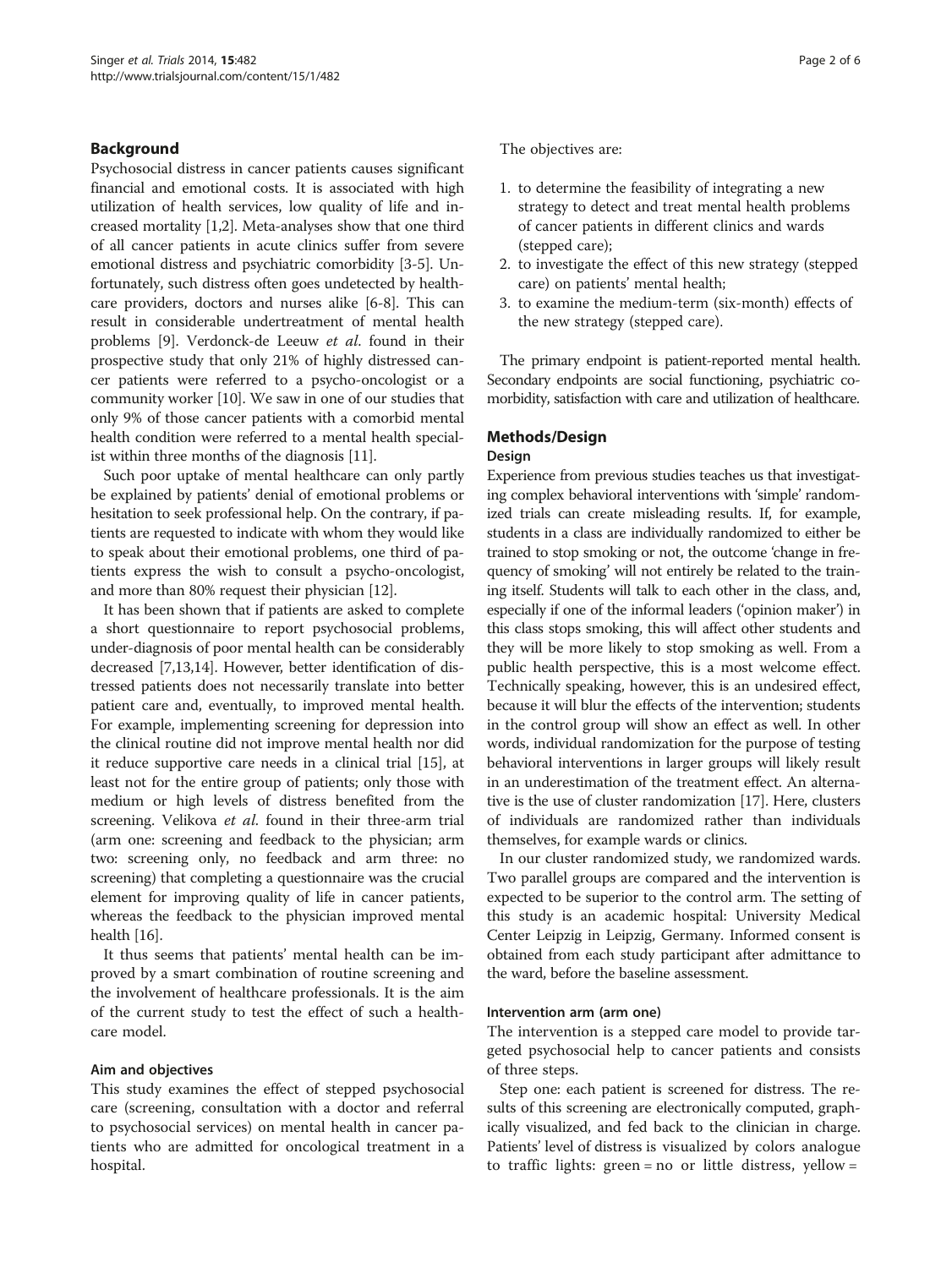## Background

Psychosocial distress in cancer patients causes significant financial and emotional costs. It is associated with high utilization of health services, low quality of life and increased mortality [1,2]. Meta-analyses show that one third of all cancer patients in acute clinics suffer from severe emotional distress and psychiatric comorbidity [3-5]. Unfortunately, such distress often goes undetected by healthcare providers, doctors and nurses alike [6-8]. This can result in considerable undertreatment of mental health problems [9]. Verdonck-de Leeuw *et al*. found in their prospective study that only 21% of highly distressed cancer patients were referred to a psycho-oncologist or a community worker [10]. We saw in one of our studies that only 9% of those cancer patients with a comorbid mental health condition were referred to a mental health specialist within three months of the diagnosis [11].

Such poor uptake of mental healthcare can only partly be explained by patients' denial of emotional problems or hesitation to seek professional help. On the contrary, if patients are requested to indicate with whom they would like to speak about their emotional problems, one third of patients express the wish to consult a psycho-oncologist, and more than 80% request their physician [12].

It has been shown that if patients are asked to complete a short questionnaire to report psychosocial problems, under-diagnosis of poor mental health can be considerably decreased [7,13,14]. However, better identification of distressed patients does not necessarily translate into better patient care and, eventually, to improved mental health. For example, implementing screening for depression into the clinical routine did not improve mental health nor did it reduce supportive care needs in a clinical trial [15], at least not for the entire group of patients; only those with medium or high levels of distress benefited from the screening. Velikova *et al*. found in their three-arm trial (arm one: screening and feedback to the physician; arm two: screening only, no feedback and arm three: no screening) that completing a questionnaire was the crucial element for improving quality of life in cancer patients, whereas the feedback to the physician improved mental health [16].

It thus seems that patients' mental health can be improved by a smart combination of routine screening and the involvement of healthcare professionals. It is the aim of the current study to test the effect of such a healthcare model.

### Aim and objectives

This study examines the effect of stepped psychosocial care (screening, consultation with a doctor and referral to psychosocial services) on mental health in cancer patients who are admitted for oncological treatment in a hospital.

The objectives are:

1. to determine the feasibility of integrating a new strategy to detect and treat mental health problems of cancer patients in different clinics and wards (stepped care);
2. to investigate the effect of this new strategy (stepped care) on patients' mental health;
3. to examine the medium-term (six-month) effects of the new strategy (stepped care).

The primary endpoint is patient-reported mental health. Secondary endpoints are social functioning, psychiatric comorbidity, satisfaction with care and utilization of healthcare.

## Methods/Design

### Design

Experience from previous studies teaches us that investigating complex behavioral interventions with 'simple' randomized trials can create misleading results. If, for example, students in a class are individually randomized to either be trained to stop smoking or not, the outcome 'change in frequency of smoking' will not entirely be related to the training itself. Students will talk to each other in the class, and, especially if one of the informal leaders ('opinion maker') in this class stops smoking, this will affect other students and they will be more likely to stop smoking as well. From a public health perspective, this is a most welcome effect. Technically speaking, however, this is an undesired effect, because it will blur the effects of the intervention; students in the control group will show an effect as well. In other words, individual randomization for the purpose of testing behavioral interventions in larger groups will likely result in an underestimation of the treatment effect. An alternative is the use of cluster randomization [17]. Here, clusters of individuals are randomized rather than individuals themselves, for example wards or clinics.

In our cluster randomized study, we randomized wards. Two parallel groups are compared and the intervention is expected to be superior to the control arm. The setting of this study is an academic hospital: University Medical Center Leipzig in Leipzig, Germany. Informed consent is obtained from each study participant after admittance to the ward, before the baseline assessment.

### Intervention arm (arm one)

The intervention is a stepped care model to provide targeted psychosocial help to cancer patients and consists of three steps.

Step one: each patient is screened for distress. The results of this screening are electronically computed, graphically visualized, and fed back to the clinician in charge. Patients' level of distress is visualized by colors analogue to traffic lights: green = no or little distress, yellow =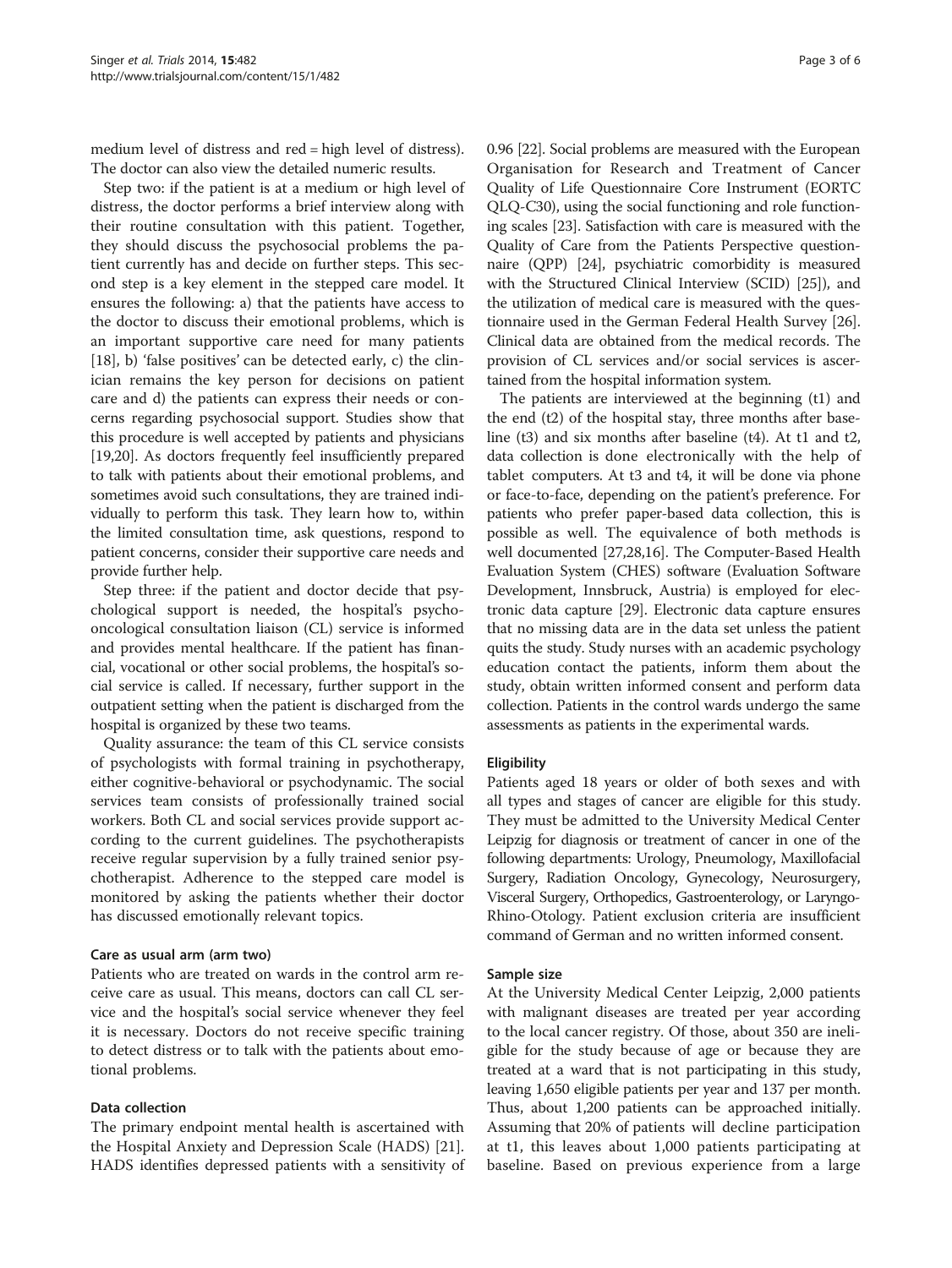medium level of distress and red = high level of distress). The doctor can also view the detailed numeric results.

Step two: if the patient is at a medium or high level of distress, the doctor performs a brief interview along with their routine consultation with this patient. Together, they should discuss the psychosocial problems the patient currently has and decide on further steps. This second step is a key element in the stepped care model. It ensures the following: a) that the patients have access to the doctor to discuss their emotional problems, which is an important supportive care need for many patients [18], b) 'false positives' can be detected early, c) the clinician remains the key person for decisions on patient care and d) the patients can express their needs or concerns regarding psychosocial support. Studies show that this procedure is well accepted by patients and physicians [19,20]. As doctors frequently feel insufficiently prepared to talk with patients about their emotional problems, and sometimes avoid such consultations, they are trained individually to perform this task. They learn how to, within the limited consultation time, ask questions, respond to patient concerns, consider their supportive care needs and provide further help.

Step three: if the patient and doctor decide that psychological support is needed, the hospital's psycho-oncological consultation liaison (CL) service is informed and provides mental healthcare. If the patient has financial, vocational or other social problems, the hospital's social service is called. If necessary, further support in the outpatient setting when the patient is discharged from the hospital is organized by these two teams.

Quality assurance: the team of this CL service consists of psychologists with formal training in psychotherapy, either cognitive-behavioral or psychodynamic. The social services team consists of professionally trained social workers. Both CL and social services provide support according to the current guidelines. The psychotherapists receive regular supervision by a fully trained senior psychotherapist. Adherence to the stepped care model is monitored by asking the patients whether their doctor has discussed emotionally relevant topics.

#### Care as usual arm (arm two)

Patients who are treated on wards in the control arm receive care as usual. This means, doctors can call CL service and the hospital's social service whenever they feel it is necessary. Doctors do not receive specific training to detect distress or to talk with the patients about emotional problems.

#### Data collection

The primary endpoint mental health is ascertained with the Hospital Anxiety and Depression Scale (HADS) [21]. HADS identifies depressed patients with a sensitivity of 0.96 [22]. Social problems are measured with the European Organisation for Research and Treatment of Cancer Quality of Life Questionnaire Core Instrument (EORTC QLQ-C30), using the social functioning and role functioning scales [23]. Satisfaction with care is measured with the Quality of Care from the Patients Perspective questionnaire (QPP) [24], psychiatric comorbidity is measured with the Structured Clinical Interview (SCID) [25]), and the utilization of medical care is measured with the questionnaire used in the German Federal Health Survey [26]. Clinical data are obtained from the medical records. The provision of CL services and/or social services is ascertained from the hospital information system.

The patients are interviewed at the beginning (t1) and the end (t2) of the hospital stay, three months after baseline (t3) and six months after baseline (t4). At t1 and t2, data collection is done electronically with the help of tablet computers. At t3 and t4, it will be done via phone or face-to-face, depending on the patient's preference. For patients who prefer paper-based data collection, this is possible as well. The equivalence of both methods is well documented [27,28,16]. The Computer-Based Health Evaluation System (CHES) software (Evaluation Software Development, Innsbruck, Austria) is employed for electronic data capture [29]. Electronic data capture ensures that no missing data are in the data set unless the patient quits the study. Study nurses with an academic psychology education contact the patients, inform them about the study, obtain written informed consent and perform data collection. Patients in the control wards undergo the same assessments as patients in the experimental wards.

#### Eligibility

Patients aged 18 years or older of both sexes and with all types and stages of cancer are eligible for this study. They must be admitted to the University Medical Center Leipzig for diagnosis or treatment of cancer in one of the following departments: Urology, Pneumology, Maxillofacial Surgery, Radiation Oncology, Gynecology, Neurosurgery, Visceral Surgery, Orthopedics, Gastroenterology, or Laryngo-Rhino-Otology. Patient exclusion criteria are insufficient command of German and no written informed consent.

#### Sample size

At the University Medical Center Leipzig, 2,000 patients with malignant diseases are treated per year according to the local cancer registry. Of those, about 350 are ineligible for the study because of age or because they are treated at a ward that is not participating in this study, leaving 1,650 eligible patients per year and 137 per month. Thus, about 1,200 patients can be approached initially. Assuming that 20% of patients will decline participation at t1, this leaves about 1,000 patients participating at baseline. Based on previous experience from a large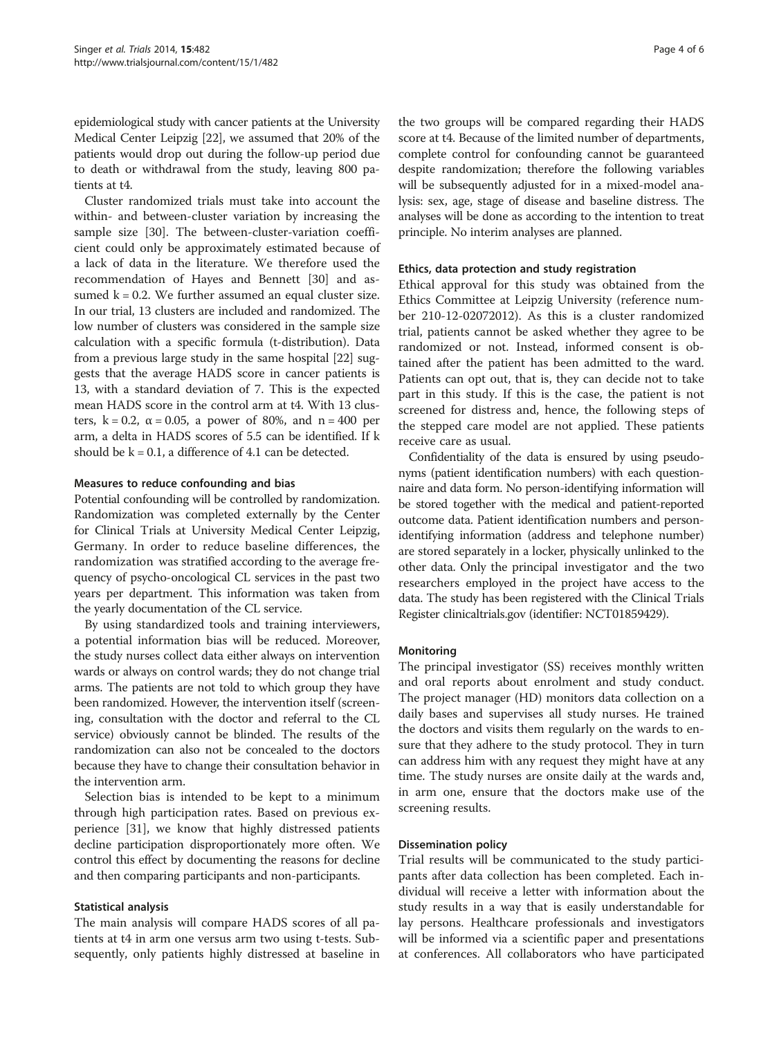epidemiological study with cancer patients at the University Medical Center Leipzig [22], we assumed that 20% of the patients would drop out during the follow-up period due to death or withdrawal from the study, leaving 800 patients at t4.

Cluster randomized trials must take into account the within- and between-cluster variation by increasing the sample size [30]. The between-cluster-variation coefficient could only be approximately estimated because of a lack of data in the literature. We therefore used the recommendation of Hayes and Bennett [30] and assumed $k = 0.2$. We further assumed an equal cluster size. In our trial, 13 clusters are included and randomized. The low number of clusters was considered in the sample size calculation with a specific formula (t-distribution). Data from a previous large study in the same hospital [22] suggests that the average HADS score in cancer patients is 13, with a standard deviation of 7. This is the expected mean HADS score in the control arm at t4. With 13 clusters, $k = 0.2$, $\alpha = 0.05$, a power of 80%, and $n = 400$ per arm, a delta in HADS scores of 5.5 can be identified. If k should be $k = 0.1$, a difference of 4.1 can be detected.

#### Measures to reduce confounding and bias

Potential confounding will be controlled by randomization. Randomization was completed externally by the Center for Clinical Trials at University Medical Center Leipzig, Germany. In order to reduce baseline differences, the randomization was stratified according to the average frequency of psycho-oncological CL services in the past two years per department. This information was taken from the yearly documentation of the CL service.

By using standardized tools and training interviewers, a potential information bias will be reduced. Moreover, the study nurses collect data either always on intervention wards or always on control wards; they do not change trial arms. The patients are not told to which group they have been randomized. However, the intervention itself (screening, consultation with the doctor and referral to the CL service) obviously cannot be blinded. The results of the randomization can also not be concealed to the doctors because they have to change their consultation behavior in the intervention arm.

Selection bias is intended to be kept to a minimum through high participation rates. Based on previous experience [31], we know that highly distressed patients decline participation disproportionately more often. We control this effect by documenting the reasons for decline and then comparing participants and non-participants.

#### Statistical analysis

The main analysis will compare HADS scores of all patients at t4 in arm one versus arm two using t-tests. Subsequently, only patients highly distressed at baseline in the two groups will be compared regarding their HADS score at t4. Because of the limited number of departments, complete control for confounding cannot be guaranteed despite randomization; therefore the following variables will be subsequently adjusted for in a mixed-model analysis: sex, age, stage of disease and baseline distress. The analyses will be done as according to the intention to treat principle. No interim analyses are planned.

#### Ethics, data protection and study registration

Ethical approval for this study was obtained from the Ethics Committee at Leipzig University (reference number 210-12-02072012). As this is a cluster randomized trial, patients cannot be asked whether they agree to be randomized or not. Instead, informed consent is obtained after the patient has been admitted to the ward. Patients can opt out, that is, they can decide not to take part in this study. If this is the case, the patient is not screened for distress and, hence, the following steps of the stepped care model are not applied. These patients receive care as usual.

Confidentiality of the data is ensured by using pseudonyms (patient identification numbers) with each questionnaire and data form. No person-identifying information will be stored together with the medical and patient-reported outcome data. Patient identification numbers and person-identifying information (address and telephone number) are stored separately in a locker, physically unlinked to the other data. Only the principal investigator and the two researchers employed in the project have access to the data. The study has been registered with the Clinical Trials Register clinicaltrials.gov (identifier: NCT01859429).

#### Monitoring

The principal investigator (SS) receives monthly written and oral reports about enrolment and study conduct. The project manager (HD) monitors data collection on a daily bases and supervises all study nurses. He trained the doctors and visits them regularly on the wards to ensure that they adhere to the study protocol. They in turn can address him with any request they might have at any time. The study nurses are onsite daily at the wards and, in arm one, ensure that the doctors make use of the screening results.

#### Dissemination policy

Trial results will be communicated to the study participants after data collection has been completed. Each individual will receive a letter with information about the study results in a way that is easily understandable for lay persons. Healthcare professionals and investigators will be informed via a scientific paper and presentations at conferences. All collaborators who have participated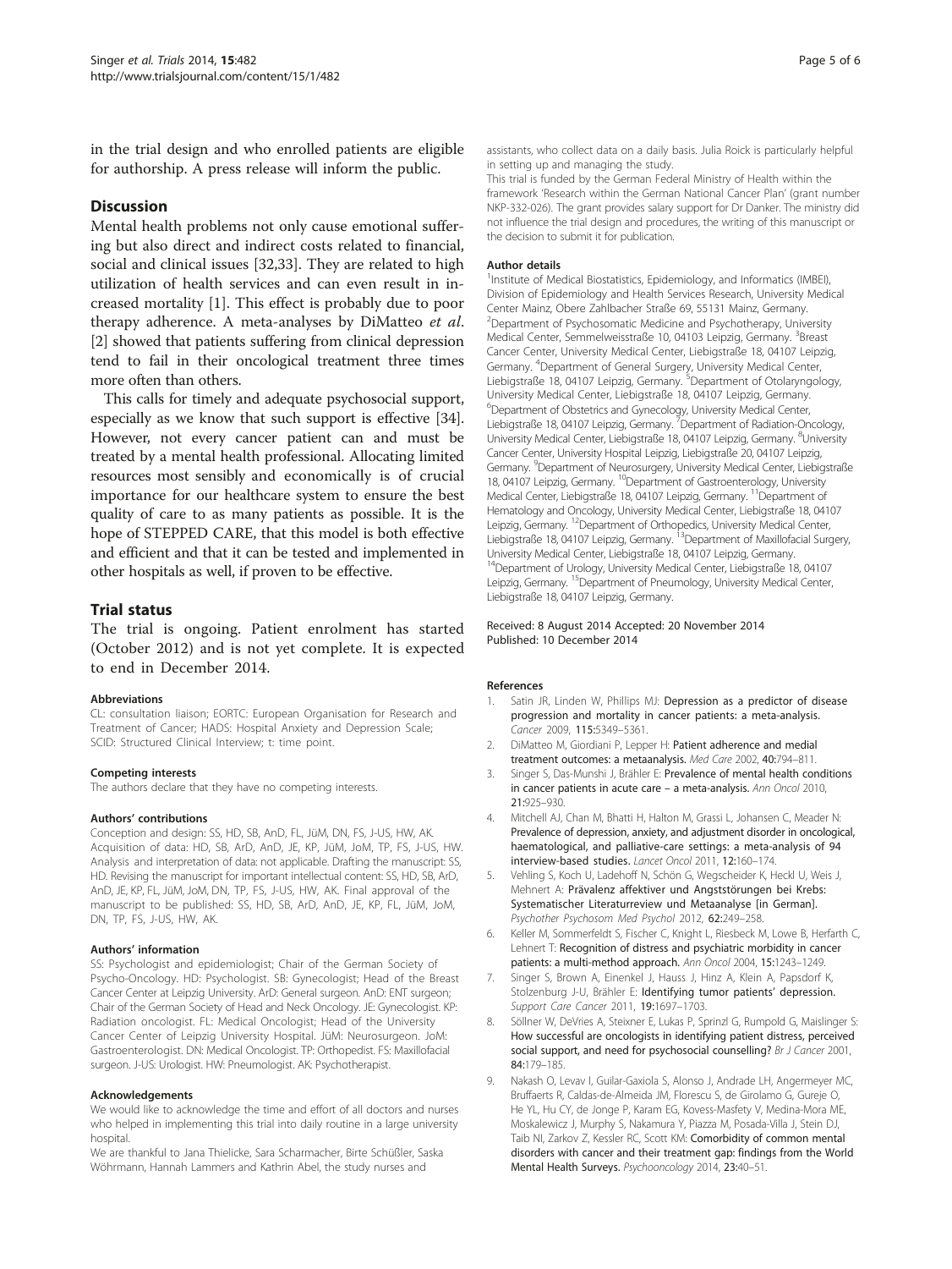in the trial design and who enrolled patients are eligible for authorship. A press release will inform the public.

## Discussion

Mental health problems not only cause emotional suffering but also direct and indirect costs related to financial, social and clinical issues [32,33]. They are related to high utilization of health services and can even result in increased mortality [1]. This effect is probably due to poor therapy adherence. A meta-analyses by DiMatteo *et al*. [2] showed that patients suffering from clinical depression tend to fail in their oncological treatment three times more often than others.

This calls for timely and adequate psychosocial support, especially as we know that such support is effective [34]. However, not every cancer patient can and must be treated by a mental health professional. Allocating limited resources most sensibly and economically is of crucial importance for our healthcare system to ensure the best quality of care to as many patients as possible. It is the hope of STEPPED CARE, that this model is both effective and efficient and that it can be tested and implemented in other hospitals as well, if proven to be effective.

## Trial status

The trial is ongoing. Patient enrolment has started (October 2012) and is not yet complete. It is expected to end in December 2014.

#### Abbreviations

CL: consultation liaison; EORTC: European Organisation for Research and Treatment of Cancer; HADS: Hospital Anxiety and Depression Scale; SCID: Structured Clinical Interview; t: time point.

#### Competing interests

The authors declare that they have no competing interests.

#### Authors' contributions

Conception and design: SS, HD, SB, AnD, FL, JüM, DN, FS, J-US, HW, AK. Acquisition of data: HD, SB, ArD, AnD, JE, KP, JüM, JoM, TP, FS, J-US, HW. Analysis and interpretation of data: not applicable. Drafting the manuscript: SS, HD. Revising the manuscript for important intellectual content: SS, HD, SB, ArD, AnD, JE, KP, FL, JüM, JoM, DN, TP, FS, J-US, HW, AK. Final approval of the manuscript to be published: SS, HD, SB, ArD, AnD, JE, KP, FL, JüM, JoM, DN, TP, FS, J-US, HW, AK.

#### Authors' information

SS: Psychologist and epidemiologist; Chair of the German Society of Psycho-Oncology. HD: Psychologist. SB: Gynecologist; Head of the Breast Cancer Center at Leipzig University. ArD: General surgeon. AnD: ENT surgeon; Chair of the German Society of Head and Neck Oncology. JE: Gynecologist. KP: Radiation oncologist. FL: Medical Oncologist; Head of the University Cancer Center of Leipzig University Hospital. JüM: Neurosurgeon. JoM: Gastroenterologist. DN: Medical Oncologist. TP: Orthopedist. FS: Maxillofacial surgeon. J-US: Urologist. HW: Pneumologist. AK: Psychotherapist.

#### Acknowledgements

We would like to acknowledge the time and effort of all doctors and nurses who helped in implementing this trial into daily routine in a large university hospital.

We are thankful to Jana Thielicke, Sara Scharmacher, Birte Schüßler, Saska Wöhrmann, Hannah Lammers and Kathrin Abel, the study nurses and assistants, who collect data on a daily basis. Julia Roick is particularly helpful in setting up and managing the study.

This trial is funded by the German Federal Ministry of Health within the framework 'Research within the German National Cancer Plan' (grant number NKP-332-026). The grant provides salary support for Dr Danker. The ministry did not influence the trial design and procedures, the writing of this manuscript or the decision to submit it for publication.

#### Author details

[1]Institute of Medical Biostatistics, Epidemiology, and Informatics (IMBEI), Division of Epidemiology and Health Services Research, University Medical Center Mainz, Obere Zahlbacher Straße 69, 55131 Mainz, Germany. [2]Department of Psychosomatic Medicine and Psychotherapy, University Medical Center, Semmelweisstraße 10, 04103 Leipzig, Germany. [3]Breast Cancer Center, University Medical Center, Liebigstraße 18, 04107 Leipzig, Germany. [4]Department of General Surgery, University Medical Center, Liebigstraße 18, 04107 Leipzig, Germany. [5]Department of Otolaryngology, University Medical Center, Liebigstraße 18, 04107 Leipzig, Germany. [6]Department of Obstetrics and Gynecology, University Medical Center, Liebigstraße 18, 04107 Leipzig, Germany. [7]Department of Radiation-Oncology, University Medical Center, Liebigstraße 18, 04107 Leipzig, Germany. [8]University Cancer Center, University Hospital Leipzig, Liebigstraße 20, 04107 Leipzig, Germany. [9]Department of Neurosurgery, University Medical Center, Liebigstraße 18, 04107 Leipzig, Germany. [10]Department of Gastroenterology, University Medical Center, Liebigstraße 18, 04107 Leipzig, Germany. [11]Department of Hematology and Oncology, University Medical Center, Liebigstraße 18, 04107 Leipzig, Germany. [12]Department of Orthopedics, University Medical Center, Liebigstraße 18, 04107 Leipzig, Germany. [13]Department of Maxillofacial Surgery, University Medical Center, Liebigstraße 18, 04107 Leipzig, Germany. [14]Department of Urology, University Medical Center, Liebigstraße 18, 04107 Leipzig, Germany. [15]Department of Pneumology, University Medical Center, Liebigstraße 18, 04107 Leipzig, Germany.

Received: 8 August 2014 Accepted: 20 November 2014
Published: 10 December 2014

#### References

1. Satin JR, Linden W, Phillips MJ: **Depression as a predictor of disease progression and mortality in cancer patients: a meta-analysis.** *Cancer* 2009, **115:**5349–5361.
2. DiMatteo M, Giordiani P, Lepper H: **Patient adherence and medial treatment outcomes: a metaanalysis.** *Med Care* 2002, **40:**794–811.
3. Singer S, Das-Munshi J, Brähler E: **Prevalence of mental health conditions in cancer patients in acute care – a meta-analysis.** *Ann Oncol* 2010, **21:**925–930.
4. Mitchell AJ, Chan M, Bhatti H, Halton M, Grassi L, Johansen C, Meader N: **Prevalence of depression, anxiety, and adjustment disorder in oncological, haematological, and palliative-care settings: a meta-analysis of 94 interview-based studies.** *Lancet Oncol* 2011, **12:**160–174.
5. Vehling S, Koch U, Ladehoff N, Schön G, Wegscheider K, Heckl U, Weis J, Mehnert A: **Prävalenz affektiver und Angststörungen bei Krebs: Systematischer Literaturreview und Metaanalyse [in German].** *Psychother Psychosom Med Psychol* 2012, **62:**249–258.
6. Keller M, Sommerfeldt S, Fischer C, Knight L, Riesbeck M, Lowe B, Herfarth C, Lehnert T: **Recognition of distress and psychiatric morbidity in cancer patients: a multi-method approach.** *Ann Oncol* 2004, **15:**1243–1249.
7. Singer S, Brown A, Einenkel J, Hauss J, Hinz A, Klein A, Papsdorf K, Stolzenburg J-U, Brähler E: **Identifying tumor patients' depression.** *Support Care Cancer* 2011, **19:**1697–1703.
8. Söllner W, DeVries A, Steixner E, Lukas P, Sprinzl G, Rumpold G, Maislinger S: **How successful are oncologists in identifying patient distress, perceived social support, and need for psychosocial counselling?** *Br J Cancer* 2001, **84:**179–185.
9. Nakash O, Levav I, Guilar-Gaxiola S, Alonso J, Andrade LH, Angermeyer MC, Bruffaerts R, Caldas-de-Almeida JM, Florescu S, de Girolamo G, Gureje O, He YL, Hu CY, de Jonge P, Karam EG, Kovess-Masfety V, Medina-Mora ME, Moskalewicz J, Murphy S, Nakamura Y, Piazza M, Posada-Villa J, Stein DJ, Taib NI, Zarkov Z, Kessler RC, Scott KM: **Comorbidity of common mental disorders with cancer and their treatment gap: findings from the World Mental Health Surveys.** *Psychooncology* 2014, **23:**40–51.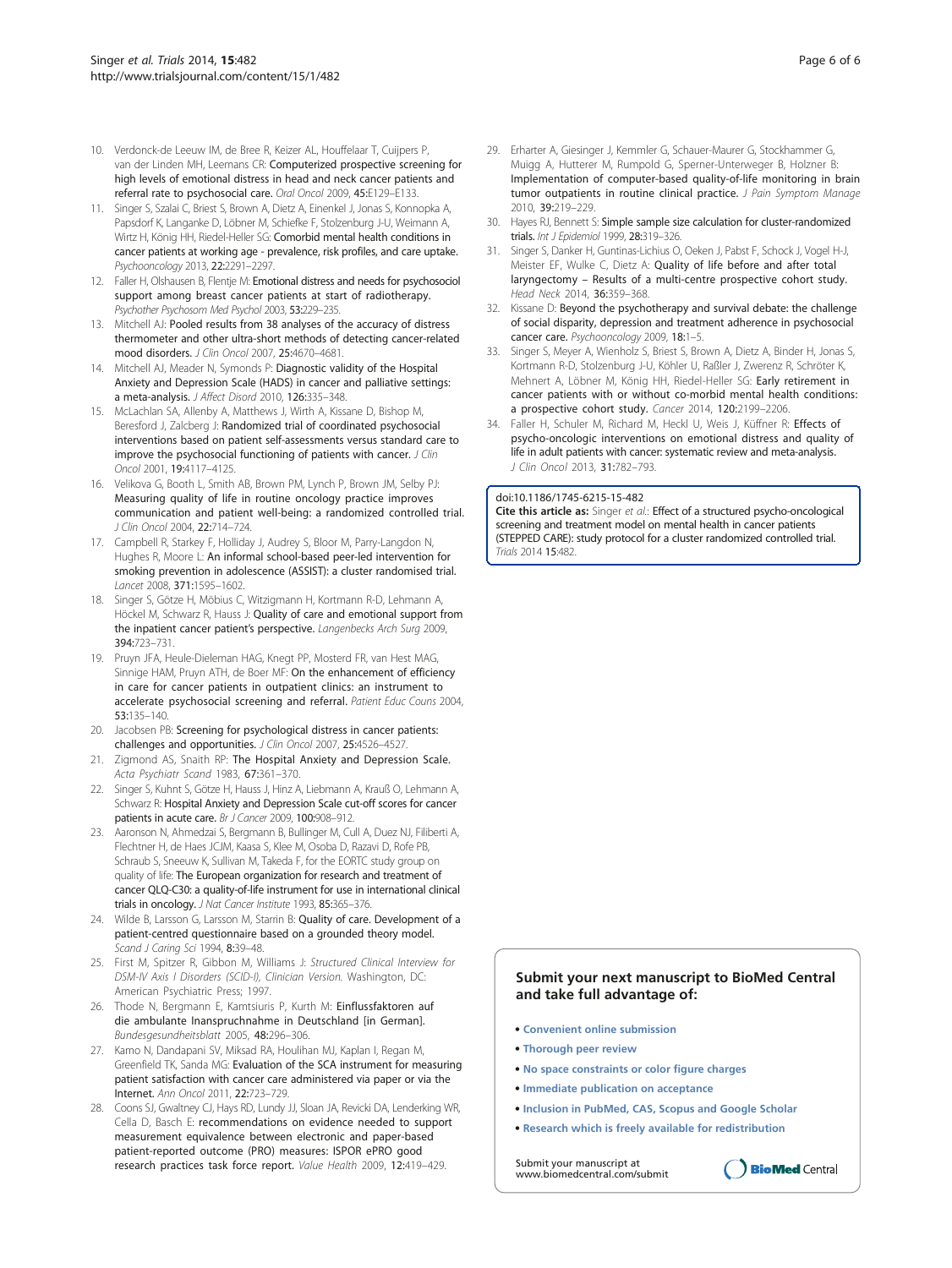10. Verdonck-de Leeuw IM, de Bree R, Keizer AL, Houffelaar T, Cuijpers P, van der Linden MH, Leemans CR: Computerized prospective screening for high levels of emotional distress in head and neck cancer patients and referral rate to psychosocial care. *Oral Oncol* 2009, **45**:E129–E133.
11. Singer S, Szalai C, Briest S, Brown A, Dietz A, Einenkel J, Jonas S, Konnopka A, Papsdorf K, Langanke D, Löbner M, Schiefke F, Stolzenburg J-U, Weimann A, Wirtz H, König HH, Riedel-Heller SG: Comorbid mental health conditions in cancer patients at working age - prevalence, risk profiles, and care uptake. *Psychooncology* 2013, **22**:2291–2297.
12. Faller H, Olshausen B, Flentje M: Emotional distress and needs for psychosociol support among breast cancer patients at start of radiotherapy. *Psychother Psychosom Med Psychol* 2003, **53**:229–235.
13. Mitchell AJ: Pooled results from 38 analyses of the accuracy of distress thermometer and other ultra-short methods of detecting cancer-related mood disorders. *J Clin Oncol* 2007, **25**:4670–4681.
14. Mitchell AJ, Meader N, Symonds P: Diagnostic validity of the Hospital Anxiety and Depression Scale (HADS) in cancer and palliative settings: a meta-analysis. *J Affect Disord* 2010, **126**:335–348.
15. McLachlan SA, Allenby A, Matthews J, Wirth A, Kissane D, Bishop M, Beresford J, Zalcberg J: Randomized trial of coordinated psychosocial interventions based on patient self-assessments versus standard care to improve the psychosocial functioning of patients with cancer. *J Clin Oncol* 2001, **19**:4117–4125.
16. Velikova G, Booth L, Smith AB, Brown PM, Lynch P, Brown JM, Selby PJ: Measuring quality of life in routine oncology practice improves communication and patient well-being: a randomized controlled trial. *J Clin Oncol* 2004, **22**:714–724.
17. Campbell R, Starkey F, Holliday J, Audrey S, Bloor M, Parry-Langdon N, Hughes R, Moore L: An informal school-based peer-led intervention for smoking prevention in adolescence (ASSIST): a cluster randomised trial. *Lancet* 2008, **371**:1595–1602.
18. Singer S, Götze H, Möbius C, Witzigmann H, Kortmann R-D, Lehmann A, Höckel M, Schwarz R, Hauss J: Quality of care and emotional support from the inpatient cancer patient's perspective. *Langenbecks Arch Surg* 2009, **394**:723–731.
19. Pruyn JFA, Heule-Dieleman HAG, Knegt PP, Mosterd FR, van Hest MAG, Sinnige HAM, Pruyn ATH, de Boer MF: On the enhancement of efficiency in care for cancer patients in outpatient clinics: an instrument to accelerate psychosocial screening and referral. *Patient Educ Couns* 2004, **53**:135–140.
20. Jacobsen PB: Screening for psychological distress in cancer patients: challenges and opportunities. *J Clin Oncol* 2007, **25**:4526–4527.
21. Zigmond AS, Snaith RP: The Hospital Anxiety and Depression Scale. *Acta Psychiatr Scand* 1983, **67**:361–370.
22. Singer S, Kuhnt S, Götze H, Hauss J, Hinz A, Liebmann A, Krauß O, Lehmann A, Schwarz R: Hospital Anxiety and Depression Scale cut-off scores for cancer patients in acute care. *Br J Cancer* 2009, **100**:908–912.
23. Aaronson N, Ahmedzai S, Bergmann B, Bullinger M, Cull A, Duez NJ, Filiberti A, Flechtner H, de Haes JCJM, Kaasa S, Klee M, Osoba D, Razavi D, Rofe PB, Schraub S, Sneeuw K, Sullivan M, Takeda F, for the EORTC study group on quality of life: The European organization for research and treatment of cancer QLQ-C30: a quality-of-life instrument for use in international clinical trials in oncology. *J Nat Cancer Institute* 1993, **85**:365–376.
24. Wilde B, Larsson G, Larsson M, Starrin B: Quality of care. Development of a patient-centred questionnaire based on a grounded theory model. *Scand J Caring Sci* 1994, **8**:39–48.
25. First M, Spitzer R, Gibbon M, Williams J: *Structured Clinical Interview for DSM-IV Axis I Disorders (SCID-I), Clinician Version.* Washington, DC: American Psychiatric Press; 1997.
26. Thode N, Bergmann E, Kamtsiuris P, Kurth M: Einflussfaktoren auf die ambulante Inanspruchnahme in Deutschland [in German]. *Bundesgesundheitsblatt* 2005, **48**:296–306.
27. Kamo N, Dandapani SV, Miksad RA, Houlihan MJ, Kaplan I, Regan M, Greenfield TK, Sanda MG: Evaluation of the SCA instrument for measuring patient satisfaction with cancer care administered via paper or via the Internet. *Ann Oncol* 2011, **22**:723–729.
28. Coons SJ, Gwaltney CJ, Hays RD, Lundy JJ, Sloan JA, Revicki DA, Lenderking WR, Cella D, Basch E: recommendations on evidence needed to support measurement equivalence between electronic and paper-based patient-reported outcome (PRO) measures: ISPOR ePRO good research practices task force report. *Value Health* 2009, **12**:419–429.
29. Erharter A, Giesinger J, Kemmler G, Schauer-Maurer G, Stockhammer G, Muigg A, Hutterer M, Rumpold G, Sperner-Unterweger B, Holzner B: Implementation of computer-based quality-of-life monitoring in brain tumor outpatients in routine clinical practice. *J Pain Symptom Manage* 2010, **39**:219–229.
30. Hayes RJ, Bennett S: Simple sample size calculation for cluster-randomized trials. *Int J Epidemiol* 1999, **28**:319–326.
31. Singer S, Danker H, Guntinas-Lichius O, Oeken J, Pabst F, Schock J, Vogel H-J, Meister EF, Wulke C, Dietz A: Quality of life before and after total laryngectomy – Results of a multi-centre prospective cohort study. *Head Neck* 2014, **36**:359–368.
32. Kissane D: Beyond the psychotherapy and survival debate: the challenge of social disparity, depression and treatment adherence in psychosocial cancer care. *Psychooncology* 2009, **18**:1–5.
33. Singer S, Meyer A, Wienholz S, Briest S, Brown A, Dietz A, Binder H, Jonas S, Kortmann R-D, Stolzenburg J-U, Köhler U, Raßler J, Zwerenz R, Schröter K, Mehnert A, Löbner M, König HH, Riedel-Heller SG: Early retirement in cancer patients with or without co-morbid mental health conditions: a prospective cohort study. *Cancer* 2014, **120**:2199–2206.
34. Faller H, Schuler M, Richard M, Heckl U, Weis J, Küffner R: Effects of psycho-oncologic interventions on emotional distress and quality of life in adult patients with cancer: systematic review and meta-analysis. *J Clin Oncol* 2013, **31**:782–793.

doi:10.1186/1745-6215-15-482

**Cite this article as:** Singer *et al.*: Effect of a structured psycho-oncological screening and treatment model on mental health in cancer patients (STEPPED CARE): study protocol for a cluster randomized controlled trial. *Trials* 2014 **15**:482.

**Submit your next manuscript to BioMed Central and take full advantage of:**

- Convenient online submission
- Thorough peer review
- No space constraints or color figure charges
- Immediate publication on acceptance
- Inclusion in PubMed, CAS, Scopus and Google Scholar
- Research which is freely available for redistribution

Submit your manuscript at www.biomedcentral.com/submit

BioMed Central